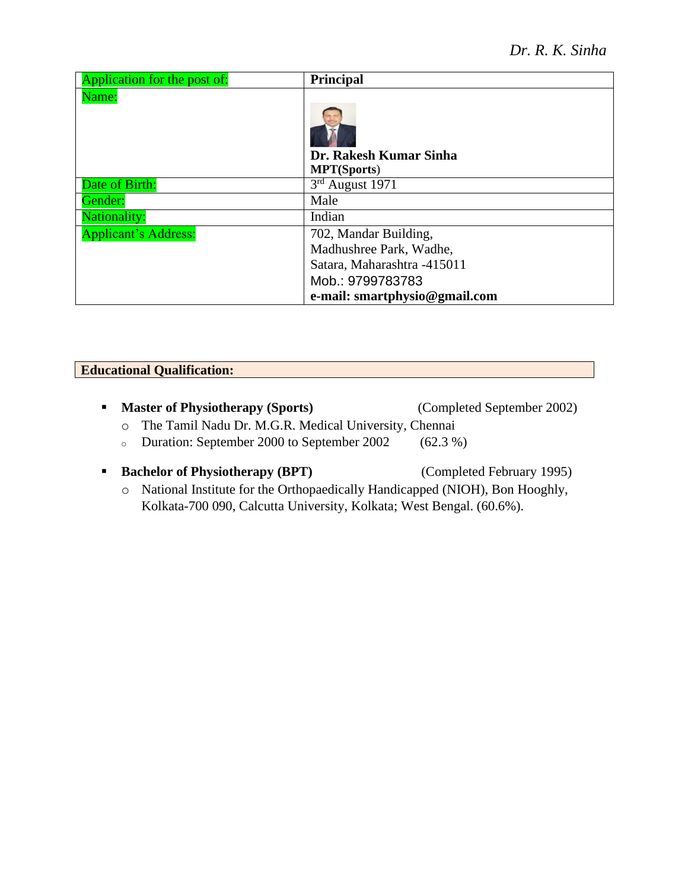| Application for the post of: | **Principal** |
|---|---|
| Name: | **Dr. Rakesh Kumar Sinha**<br>**MPT(Sports)** |
| Date of Birth: | 3rd August 1971 |
| Gender: | Male |
| Nationality: | Indian |
| Applicant's Address: | 702, Mandar Building,<br>Madhushree Park, Wadhe,<br>Satara, Maharashtra -415011<br>Mob.: 9799783783<br>**e-mail: smartphysio@gmail.com** |

## Educational Qualification:

- **Master of Physiotherapy (Sports)** (Completed September 2002)
  - The Tamil Nadu Dr. M.G.R. Medical University, Chennai
  - Duration: September 2000 to September 2002 (62.3 %)

- **Bachelor of Physiotherapy (BPT)** (Completed February 1995)
  - National Institute for the Orthopaedically Handicapped (NIOH), Bon Hooghly, Kolkata-700 090, Calcutta University, Kolkata; West Bengal. (60.6%).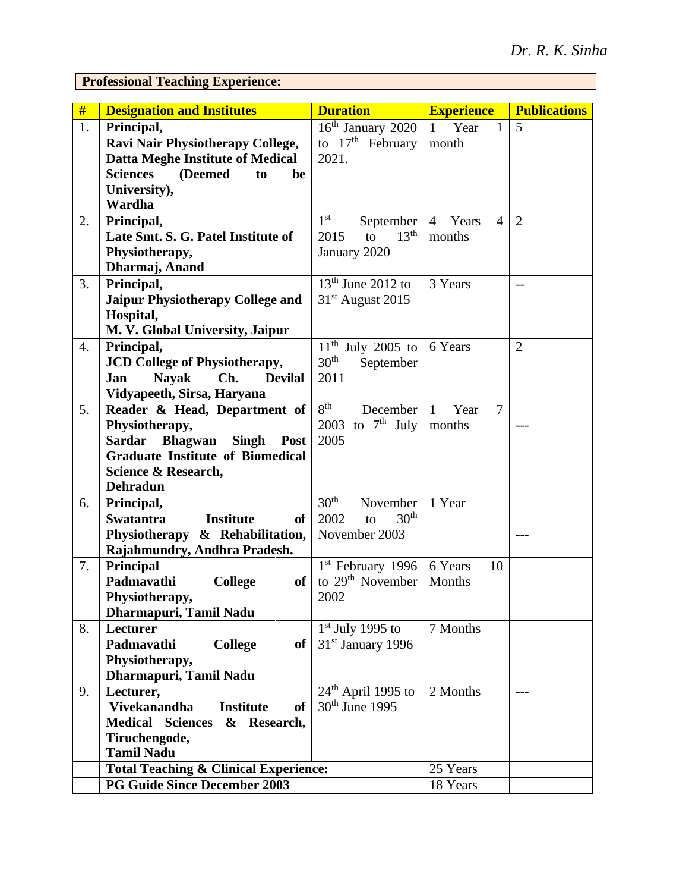## Professional Teaching Experience:

| # | Designation and Institutes | Duration | Experience | Publications |
|---|---|---|---|---|
| 1. | **Principal, Ravi Nair Physiotherapy College, Datta Meghe Institute of Medical Sciences (Deemed to be University), Wardha** | 16th January 2020 to 17th February 2021. | 1 Year 1 month | 5 |
| 2. | **Principal, Late Smt. S. G. Patel Institute of Physiotherapy, Dharmaj, Anand** | 1st September 2015 to 13th January 2020 | 4 Years 4 months | 2 |
| 3. | **Principal, Jaipur Physiotherapy College and Hospital, M. V. Global University, Jaipur** | 13th June 2012 to 31st August 2015 | 3 Years | -- |
| 4. | **Principal, JCD College of Physiotherapy, Jan Nayak Ch. Devilal Vidyapeeth, Sirsa, Haryana** | 11th July 2005 to 30th September 2011 | 6 Years | 2 |
| 5. | **Reader & Head, Department of Physiotherapy, Sardar Bhagwan Singh Post Graduate Institute of Biomedical Science & Research, Dehradun** | 8th December 2003 to 7th July 2005 | 1 Year 7 months | --- |
| 6. | **Principal, Swatantra Institute of Physiotherapy & Rehabilitation, Rajahmundry, Andhra Pradesh.** | 30th November 2002 to 30th November 2003 | 1 Year | --- |
| 7. | **Principal Padmavathi College of Physiotherapy, Dharmapuri, Tamil Nadu** | 1st February 1996 to 29th November 2002 | 6 Years 10 Months | |
| 8. | **Lecturer Padmavathi College of Physiotherapy, Dharmapuri, Tamil Nadu** | 1st July 1995 to 31st January 1996 | 7 Months | |
| 9. | **Lecturer, Vivekanandha Institute of Medical Sciences & Research, Tiruchengode, Tamil Nadu** | 24th April 1995 to 30th June 1995 | 2 Months | --- |
| | **Total Teaching & Clinical Experience:** | | 25 Years | |
| | **PG Guide Since December 2003** | | 18 Years | |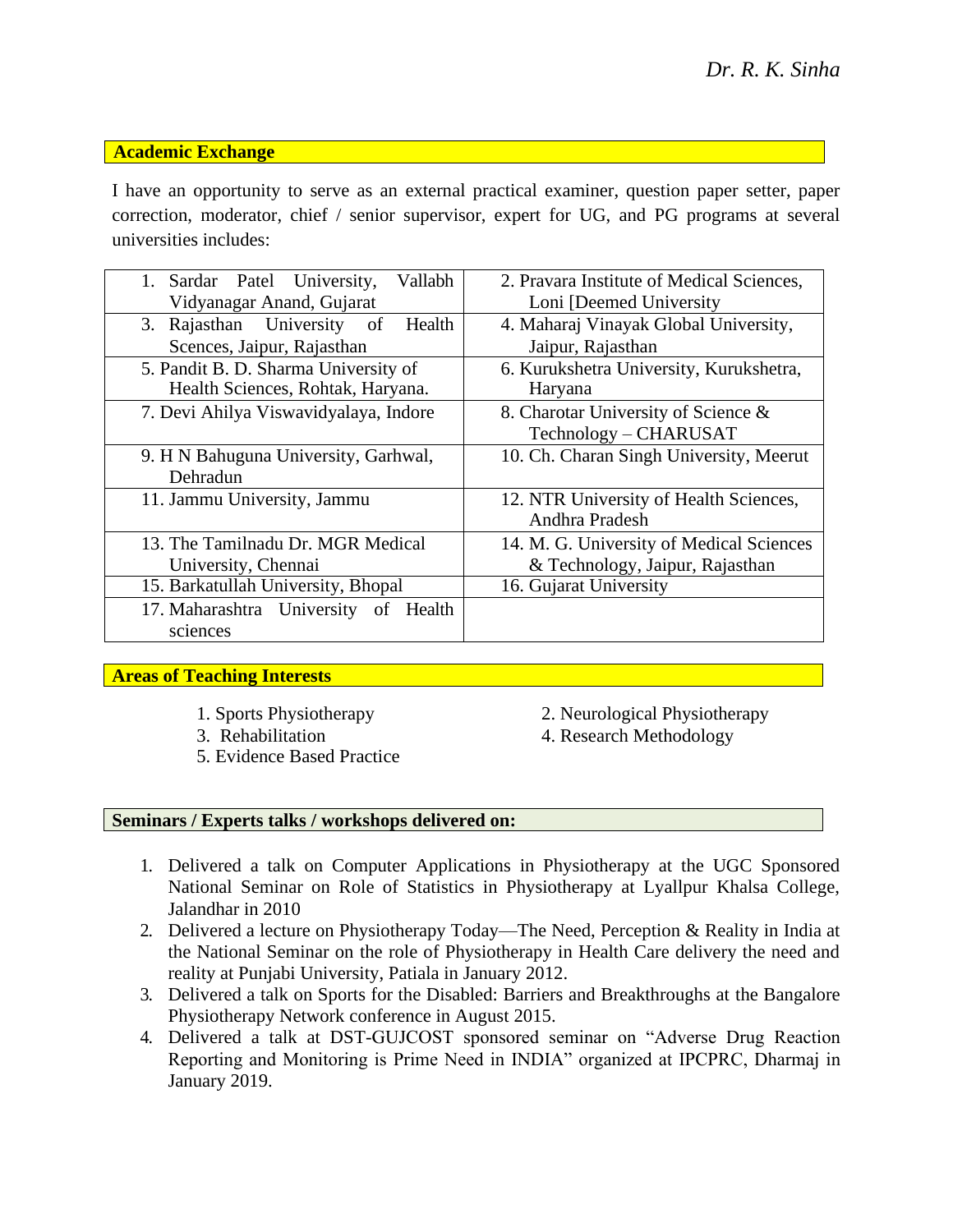## Academic Exchange

I have an opportunity to serve as an external practical examiner, question paper setter, paper correction, moderator, chief / senior supervisor, expert for UG, and PG programs at several universities includes:

| | |
|---|---|
| 1. Sardar Patel University, Vallabh Vidyanagar Anand, Gujarat | 2. Pravara Institute of Medical Sciences, Loni [Deemed University |
| 3. Rajasthan University of Health Scences, Jaipur, Rajasthan | 4. Maharaj Vinayak Global University, Jaipur, Rajasthan |
| 5. Pandit B. D. Sharma University of Health Sciences, Rohtak, Haryana. | 6. Kurukshetra University, Kurukshetra, Haryana |
| 7. Devi Ahilya Viswavidyalaya, Indore | 8. Charotar University of Science & Technology – CHARUSAT |
| 9. H N Bahuguna University, Garhwal, Dehradun | 10. Ch. Charan Singh University, Meerut |
| 11. Jammu University, Jammu | 12. NTR University of Health Sciences, Andhra Pradesh |
| 13. The Tamilnadu Dr. MGR Medical University, Chennai | 14. M. G. University of Medical Sciences & Technology, Jaipur, Rajasthan |
| 15. Barkatullah University, Bhopal | 16. Gujarat University |
| 17. Maharashtra University of Health sciences | |

## Areas of Teaching Interests

1. Sports Physiotherapy
2. Neurological Physiotherapy
3. Rehabilitation
4. Research Methodology
5. Evidence Based Practice

## Seminars / Experts talks / workshops delivered on:

1. Delivered a talk on Computer Applications in Physiotherapy at the UGC Sponsored National Seminar on Role of Statistics in Physiotherapy at Lyallpur Khalsa College, Jalandhar in 2010
2. Delivered a lecture on Physiotherapy Today—The Need, Perception & Reality in India at the National Seminar on the role of Physiotherapy in Health Care delivery the need and reality at Punjabi University, Patiala in January 2012.
3. Delivered a talk on Sports for the Disabled: Barriers and Breakthroughs at the Bangalore Physiotherapy Network conference in August 2015.
4. Delivered a talk at DST-GUJCOST sponsored seminar on "Adverse Drug Reaction Reporting and Monitoring is Prime Need in INDIA" organized at IPCPRC, Dharmaj in January 2019.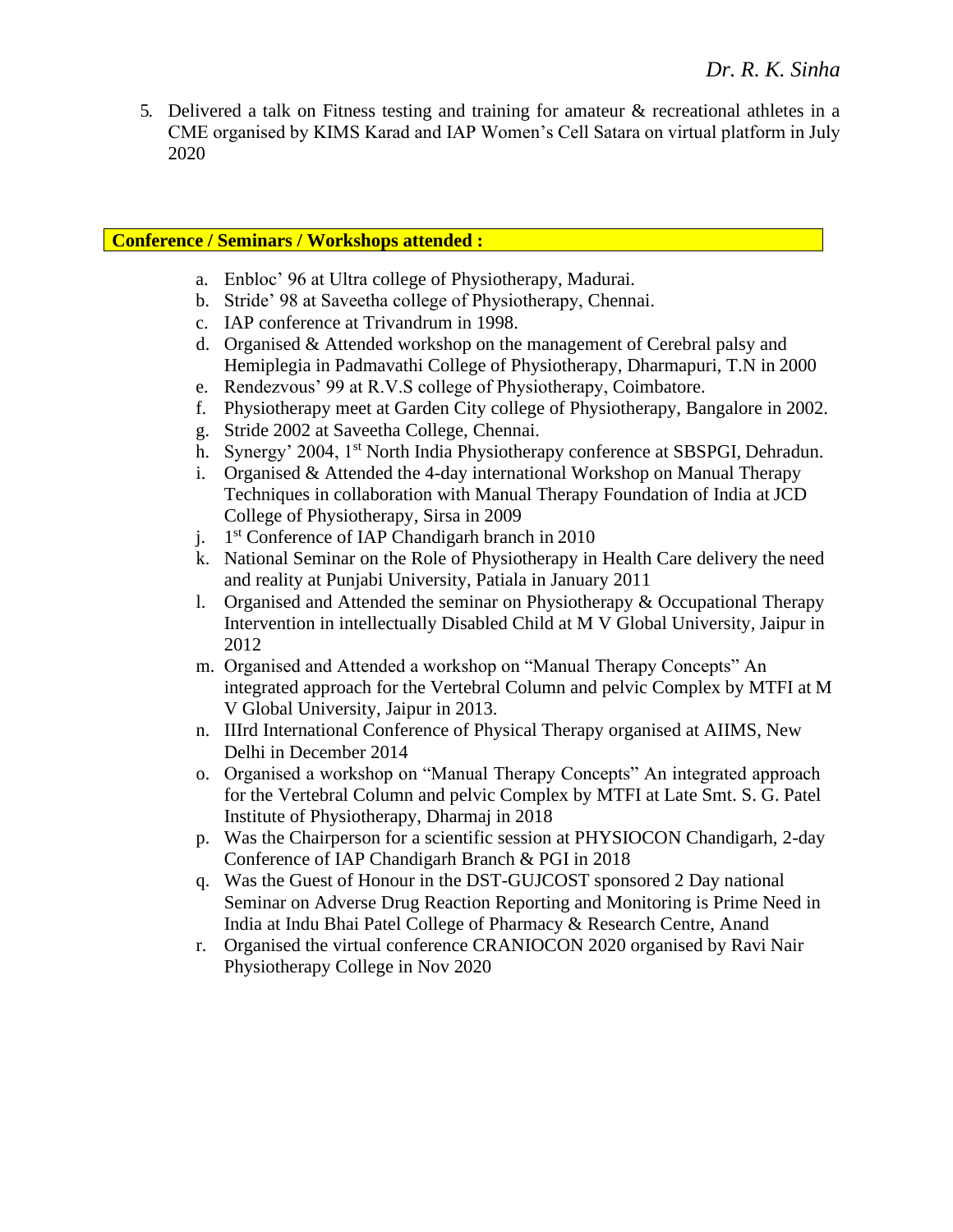5. Delivered a talk on Fitness testing and training for amateur & recreational athletes in a CME organised by KIMS Karad and IAP Women's Cell Satara on virtual platform in July 2020

**Conference / Seminars / Workshops attended :**

a. Enbloc' 96 at Ultra college of Physiotherapy, Madurai.
b. Stride' 98 at Saveetha college of Physiotherapy, Chennai.
c. IAP conference at Trivandrum in 1998.
d. Organised & Attended workshop on the management of Cerebral palsy and Hemiplegia in Padmavathi College of Physiotherapy, Dharmapuri, T.N in 2000
e. Rendezvous' 99 at R.V.S college of Physiotherapy, Coimbatore.
f. Physiotherapy meet at Garden City college of Physiotherapy, Bangalore in 2002.
g. Stride 2002 at Saveetha College, Chennai.
h. Synergy' 2004, 1st North India Physiotherapy conference at SBSPGI, Dehradun.
i. Organised & Attended the 4-day international Workshop on Manual Therapy Techniques in collaboration with Manual Therapy Foundation of India at JCD College of Physiotherapy, Sirsa in 2009
j. 1st Conference of IAP Chandigarh branch in 2010
k. National Seminar on the Role of Physiotherapy in Health Care delivery the need and reality at Punjabi University, Patiala in January 2011
l. Organised and Attended the seminar on Physiotherapy & Occupational Therapy Intervention in intellectually Disabled Child at M V Global University, Jaipur in 2012
m. Organised and Attended a workshop on "Manual Therapy Concepts" An integrated approach for the Vertebral Column and pelvic Complex by MTFI at M V Global University, Jaipur in 2013.
n. IIIrd International Conference of Physical Therapy organised at AIIMS, New Delhi in December 2014
o. Organised a workshop on "Manual Therapy Concepts" An integrated approach for the Vertebral Column and pelvic Complex by MTFI at Late Smt. S. G. Patel Institute of Physiotherapy, Dharmaj in 2018
p. Was the Chairperson for a scientific session at PHYSIOCON Chandigarh, 2-day Conference of IAP Chandigarh Branch & PGI in 2018
q. Was the Guest of Honour in the DST-GUJCOST sponsored 2 Day national Seminar on Adverse Drug Reaction Reporting and Monitoring is Prime Need in India at Indu Bhai Patel College of Pharmacy & Research Centre, Anand
r. Organised the virtual conference CRANIOCON 2020 organised by Ravi Nair Physiotherapy College in Nov 2020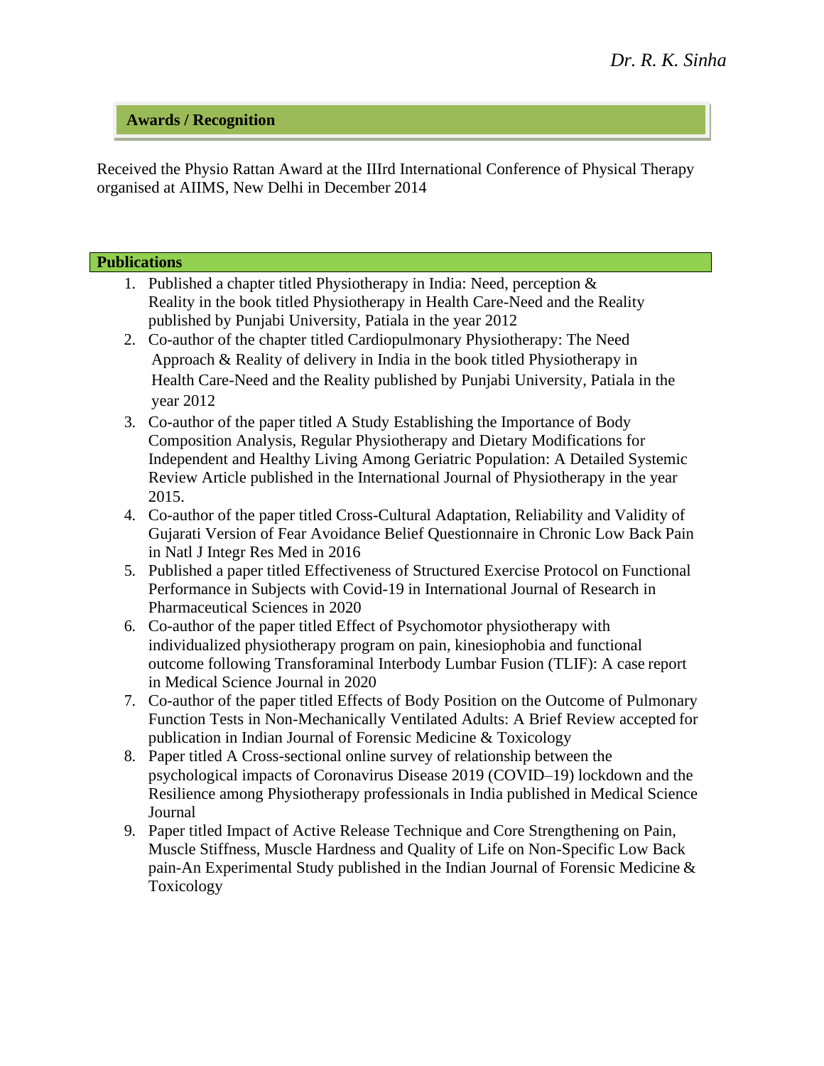## Awards / Recognition

Received the Physio Rattan Award at the IIIrd International Conference of Physical Therapy organised at AIIMS, New Delhi in December 2014

## Publications

1. Published a chapter titled Physiotherapy in India: Need, perception & Reality in the book titled Physiotherapy in Health Care-Need and the Reality published by Punjabi University, Patiala in the year 2012
2. Co-author of the chapter titled Cardiopulmonary Physiotherapy: The Need Approach & Reality of delivery in India in the book titled Physiotherapy in Health Care-Need and the Reality published by Punjabi University, Patiala in the year 2012
3. Co-author of the paper titled A Study Establishing the Importance of Body Composition Analysis, Regular Physiotherapy and Dietary Modifications for Independent and Healthy Living Among Geriatric Population: A Detailed Systemic Review Article published in the International Journal of Physiotherapy in the year 2015.
4. Co-author of the paper titled Cross-Cultural Adaptation, Reliability and Validity of Gujarati Version of Fear Avoidance Belief Questionnaire in Chronic Low Back Pain in Natl J Integr Res Med in 2016
5. Published a paper titled Effectiveness of Structured Exercise Protocol on Functional Performance in Subjects with Covid-19 in International Journal of Research in Pharmaceutical Sciences in 2020
6. Co-author of the paper titled Effect of Psychomotor physiotherapy with individualized physiotherapy program on pain, kinesiophobia and functional outcome following Transforaminal Interbody Lumbar Fusion (TLIF): A case report in Medical Science Journal in 2020
7. Co-author of the paper titled Effects of Body Position on the Outcome of Pulmonary Function Tests in Non-Mechanically Ventilated Adults: A Brief Review accepted for publication in Indian Journal of Forensic Medicine & Toxicology
8. Paper titled A Cross-sectional online survey of relationship between the psychological impacts of Coronavirus Disease 2019 (COVID–19) lockdown and the Resilience among Physiotherapy professionals in India published in Medical Science Journal
9. Paper titled Impact of Active Release Technique and Core Strengthening on Pain, Muscle Stiffness, Muscle Hardness and Quality of Life on Non-Specific Low Back pain-An Experimental Study published in the Indian Journal of Forensic Medicine & Toxicology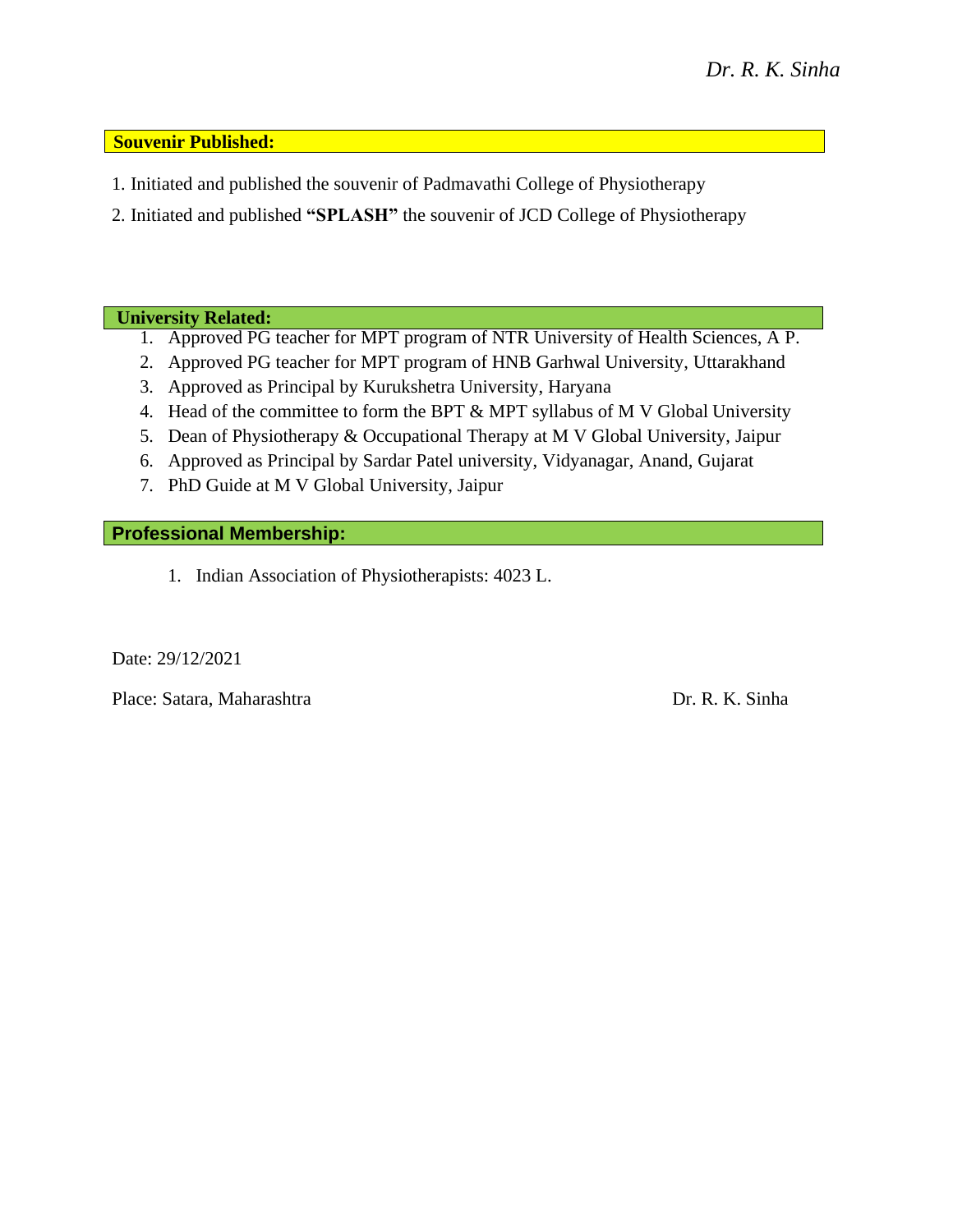**Souvenir Published:**

1. Initiated and published the souvenir of Padmavathi College of Physiotherapy
2. Initiated and published **"SPLASH"** the souvenir of JCD College of Physiotherapy

**University Related:**

1. Approved PG teacher for MPT program of NTR University of Health Sciences, A P.
2. Approved PG teacher for MPT program of HNB Garhwal University, Uttarakhand
3. Approved as Principal by Kurukshetra University, Haryana
4. Head of the committee to form the BPT & MPT syllabus of M V Global University
5. Dean of Physiotherapy & Occupational Therapy at M V Global University, Jaipur
6. Approved as Principal by Sardar Patel university, Vidyanagar, Anand, Gujarat
7. PhD Guide at M V Global University, Jaipur

**Professional Membership:**

1. Indian Association of Physiotherapists: 4023 L.

Date: 29/12/2021

Place: Satara, Maharashtra

Dr. R. K. Sinha